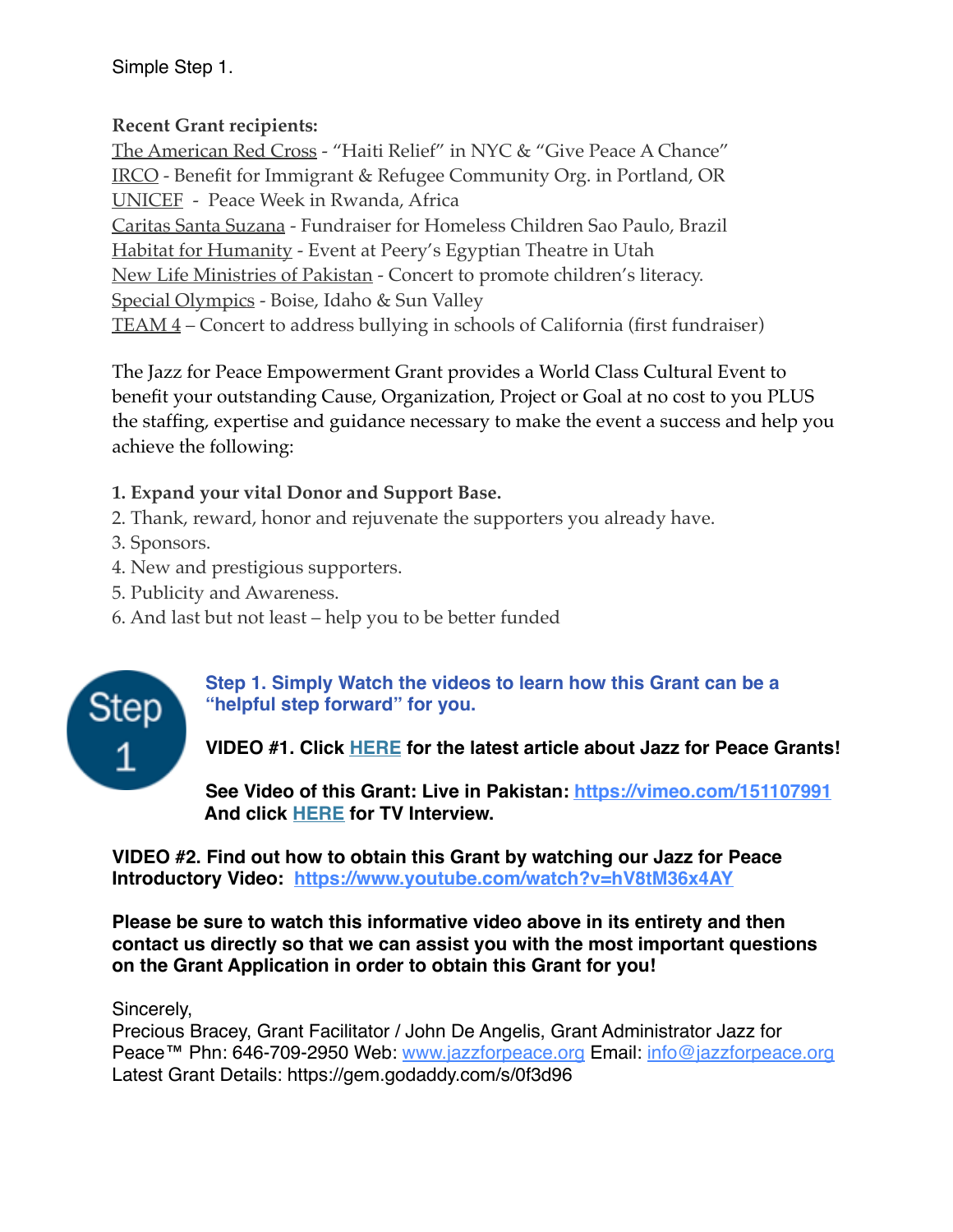Simple Step 1.

**Recent Grant recipients:**

The American Red Cross - "Haiti Relief" in NYC & "Give Peace A Chance"
IRCO - Benefit for Immigrant & Refugee Community Org. in Portland, OR
UNICEF - Peace Week in Rwanda, Africa
Caritas Santa Suzana - Fundraiser for Homeless Children Sao Paulo, Brazil
Habitat for Humanity - Event at Peery's Egyptian Theatre in Utah
New Life Ministries of Pakistan - Concert to promote children's literacy.
Special Olympics - Boise, Idaho & Sun Valley
TEAM 4 – Concert to address bullying in schools of California (first fundraiser)

The Jazz for Peace Empowerment Grant provides a World Class Cultural Event to benefit your outstanding Cause, Organization, Project or Goal at no cost to you PLUS the staffing, expertise and guidance necessary to make the event a success and help you achieve the following:

1. **Expand your vital Donor and Support Base.**
2. Thank, reward, honor and rejuvenate the supporters you already have.
3. Sponsors.
4. New and prestigious supporters.
5. Publicity and Awareness.
6. And last but not least – help you to be better funded

Step 1

**Step 1. Simply Watch the videos to learn how this Grant can be a "helpful step forward" for you.**

**VIDEO #1. Click HERE for the latest article about Jazz for Peace Grants!**

**See Video of this Grant: Live in Pakistan: https://vimeo.com/151107991**
**And click HERE for TV Interview.**

**VIDEO #2. Find out how to obtain this Grant by watching our Jazz for Peace Introductory Video: https://www.youtube.com/watch?v=hV8tM36x4AY**

**Please be sure to watch this informative video above in its entirety and then contact us directly so that we can assist you with the most important questions on the Grant Application in order to obtain this Grant for you!**

Sincerely,
Precious Bracey, Grant Facilitator / John De Angelis, Grant Administrator Jazz for Peace™ Phn: 646-709-2950 Web: www.jazzforpeace.org Email: info@jazzforpeace.org
Latest Grant Details: https://gem.godaddy.com/s/0f3d96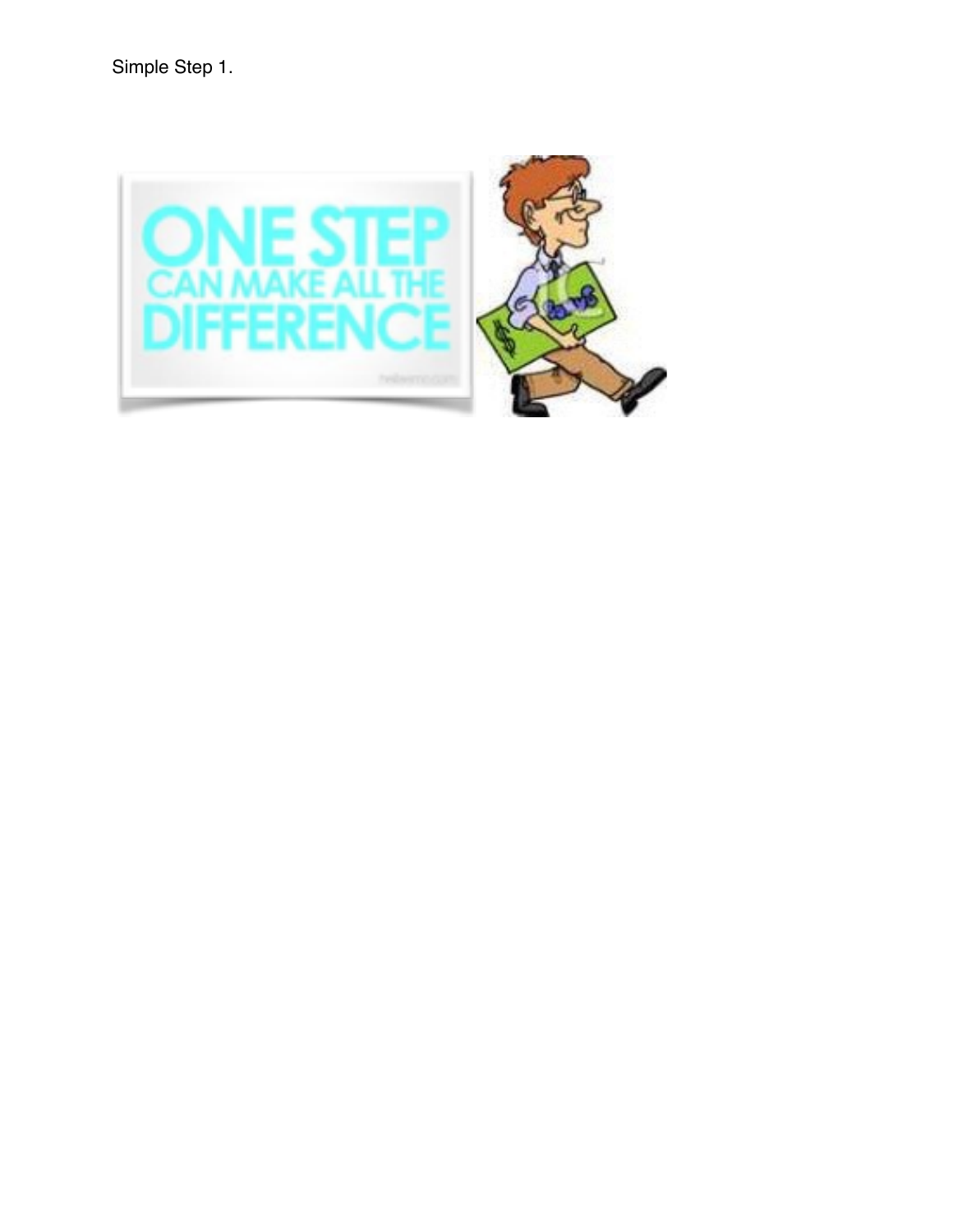Simple Step 1.

ONE STEP
CAN MAKE ALL THE
DIFFERENCE